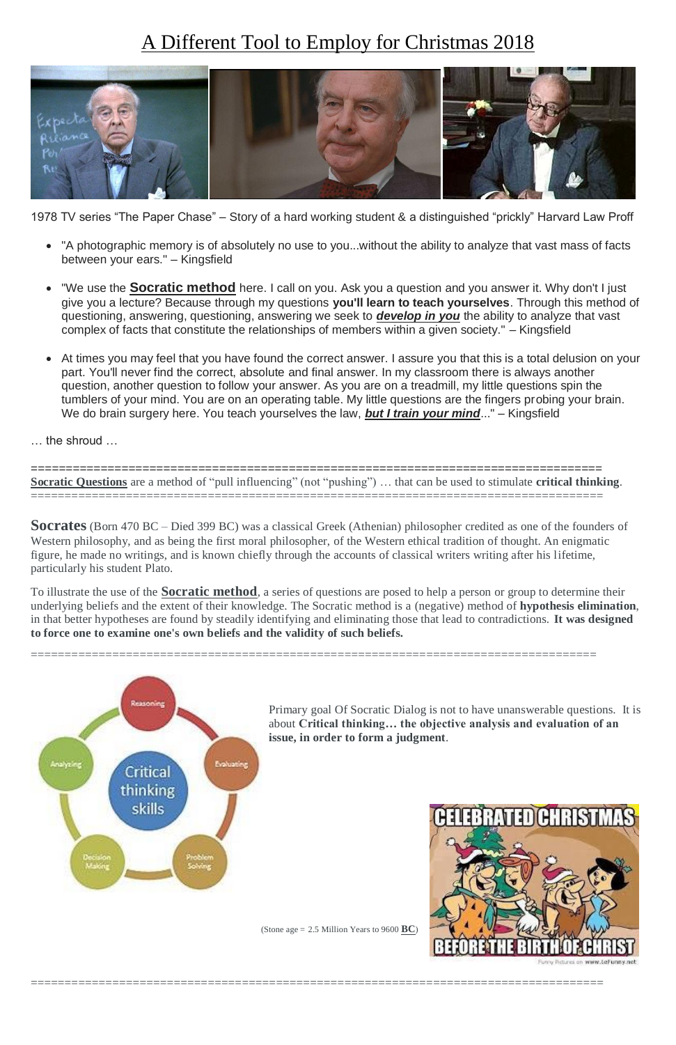# A Different Tool to Employ for Christmas 2018

1978 TV series "The Paper Chase" – Story of a hard working student & a distinguished "prickly" Harvard Law Proff

- "A photographic memory is of absolutely no use to you...without the ability to analyze that vast mass of facts between your ears." – Kingsfield
- "We use the **Socratic method** here. I call on you. Ask you a question and you answer it. Why don't I just give you a lecture? Because through my questions **you'll learn to teach yourselves**. Through this method of questioning, answering, questioning, answering we seek to ***develop in you*** the ability to analyze that vast complex of facts that constitute the relationships of members within a given society." – Kingsfield
- At times you may feel that you have found the correct answer. I assure you that this is a total delusion on your part. You'll never find the correct, absolute and final answer. In my classroom there is always another question, another question to follow your answer. As you are on a treadmill, my little questions spin the tumblers of your mind. You are on an operating table. My little questions are the fingers probing your brain. We do brain surgery here. You teach yourselves the law, ***but I train your mind***..." – Kingsfield

… the shroud …

---

**Socratic Questions** are a method of "pull influencing" (not "pushing") … that can be used to stimulate **critical thinking**.

---

**Socrates** (Born 470 BC – Died 399 BC) was a classical Greek (Athenian) philosopher credited as one of the founders of Western philosophy, and as being the first moral philosopher, of the Western ethical tradition of thought. An enigmatic figure, he made no writings, and is known chiefly through the accounts of classical writers writing after his lifetime, particularly his student Plato.

To illustrate the use of the **Socratic method**, a series of questions are posed to help a person or group to determine their underlying beliefs and the extent of their knowledge. The Socratic method is a (negative) method of **hypothesis elimination**, in that better hypotheses are found by steadily identifying and eliminating those that lead to contradictions. **It was designed to force one to examine one's own beliefs and the validity of such beliefs.**

---

Critical thinking skills: Reasoning, Evaluating, Problem Solving, Decision Making, Analyzing

Primary goal Of Socratic Dialog is not to have unanswerable questions. It is about **Critical thinking… the objective analysis and evaluation of an issue, in order to form a judgment**.

(Stone age = 2.5 Million Years to 9600 **BC**)

CELEBRATED CHRISTMAS BEFORE THE BIRTH OF CHRIST

---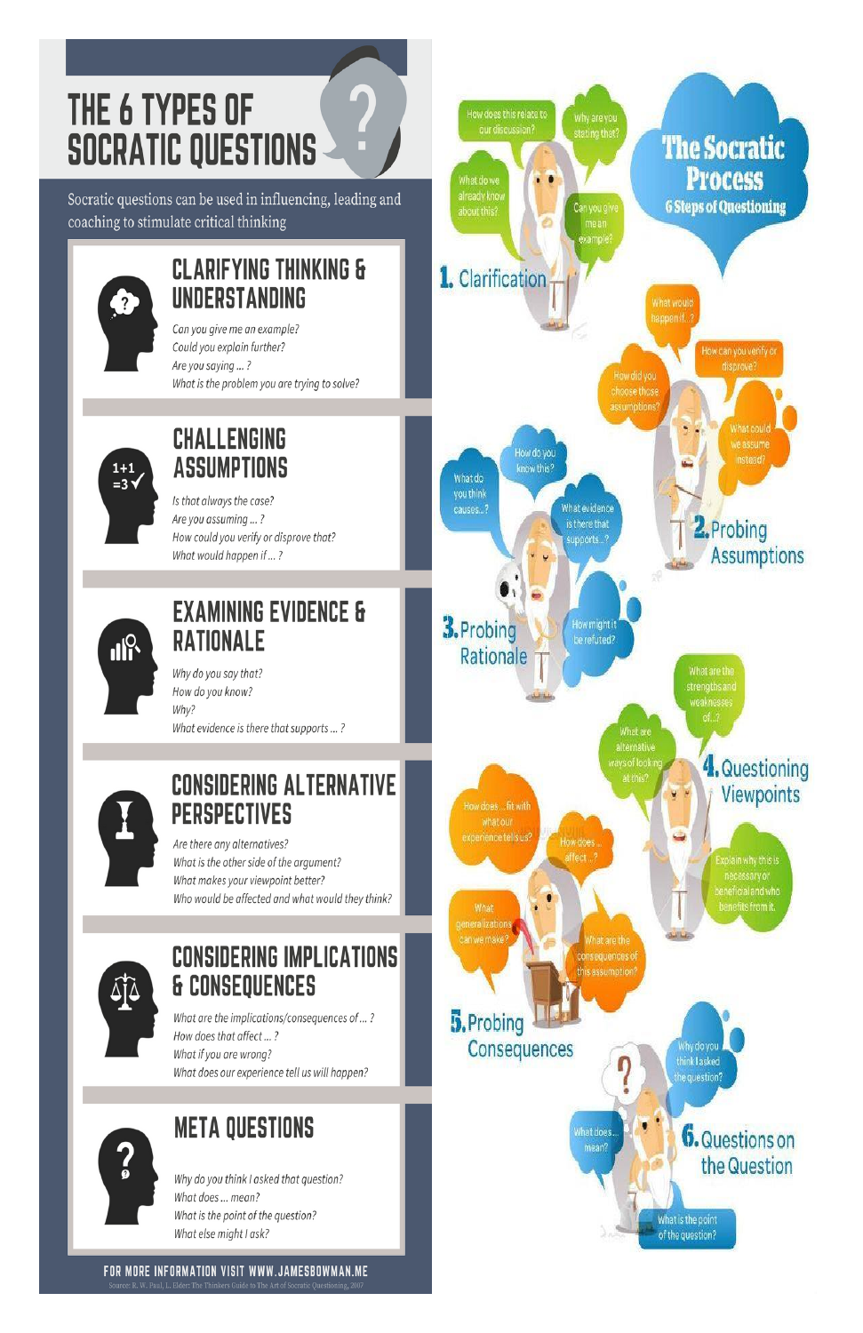# THE 6 TYPES OF SOCRATIC QUESTIONS

Socratic questions can be used in influencing, leading and coaching to stimulate critical thinking

## CLARIFYING THINKING & UNDERSTANDING

*Can you give me an example?*
*Could you explain further?*
*Are you saying ... ?*
*What is the problem you are trying to solve?*

## CHALLENGING ASSUMPTIONS

*Is that always the case?*
*Are you assuming ... ?*
*How could you verify or disprove that?*
*What would happen if ... ?*

## EXAMINING EVIDENCE & RATIONALE

*Why do you say that?*
*How do you know?*
*Why?*
*What evidence is there that supports ... ?*

## CONSIDERING ALTERNATIVE PERSPECTIVES

*Are there any alternatives?*
*What is the other side of the argument?*
*What makes your viewpoint better?*
*Who would be affected and what would they think?*

## CONSIDERING IMPLICATIONS & CONSEQUENCES

*What are the implications/consequences of ... ?*
*How does that affect ... ?*
*What if you are wrong?*
*What does our experience tell us will happen?*

## META QUESTIONS

*Why do you think I asked that question?*
*What does ... mean?*
*What is the point of the question?*
*What else might I ask?*

FOR MORE INFORMATION VISIT WWW.JAMESBOWMAN.ME

Source: R. W. Paul, L. Elder: The Thinkers Guide to The Art of Socratic Questioning, 2007

# The Socratic Process

## 6 Steps of Questioning

### 1. Clarification

How does this relate to our discussion?
Why are you stating that?
What do we already know about this?
Can you give me an example?

### 2. Probing Assumptions

What would happen if...?
How can you verify or disprove?
How did you choose those assumptions?
What could we assume instead?

### 3. Probing Rationale

How do you know this?
What do you think causes...?
What evidence is there that supports...?
How might it be refuted?

### 4. Questioning Viewpoints

What are the strengths and weaknesses of...?
What are alternative ways of looking at this?
Explain why this is necessary or beneficial and who benefits from it.

### 5. Probing Consequences

How does ... fit with what our experience tells us?
How does ... affect ...?
What generalizations can we make?
What are the consequences of this assumption?

### 6. Questions on the Question

Why do you think I asked the question?
What does ... mean?
What is the point of the question?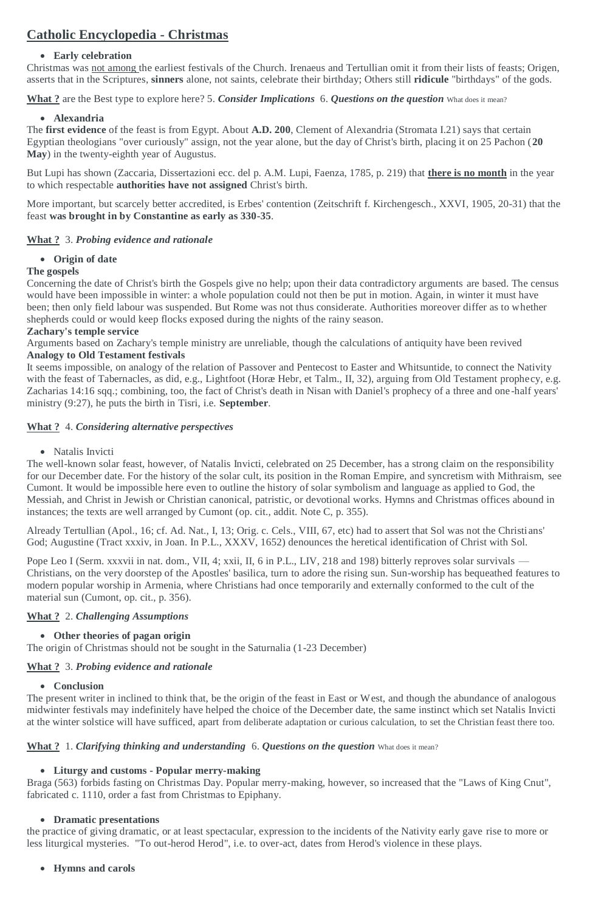## Catholic Encyclopedia - Christmas

- **Early celebration**

Christmas was not among the earliest festivals of the Church. Irenaeus and Tertullian omit it from their lists of feasts; Origen, asserts that in the Scriptures, **sinners** alone, not saints, celebrate their birthday; Others still **ridicule** "birthdays" of the gods.

**What ?** are the Best type to explore here? 5. ***Consider Implications*** 6. ***Questions on the question*** What does it mean?

- **Alexandria**

The **first evidence** of the feast is from Egypt. About **A.D. 200**, Clement of Alexandria (Stromata I.21) says that certain Egyptian theologians "over curiously" assign, not the year alone, but the day of Christ's birth, placing it on 25 Pachon (**20 May**) in the twenty-eighth year of Augustus.

But Lupi has shown (Zaccaria, Dissertazioni ecc. del p. A.M. Lupi, Faenza, 1785, p. 219) that **there is no month** in the year to which respectable **authorities have not assigned** Christ's birth.

More important, but scarcely better accredited, is Erbes' contention (Zeitschrift f. Kirchengesch., XXVI, 1905, 20-31) that the feast **was brought in by Constantine as early as 330-35**.

**What ?** 3. ***Probing evidence and rationale***

- **Origin of date**

**The gospels**

Concerning the date of Christ's birth the Gospels give no help; upon their data contradictory arguments are based. The census would have been impossible in winter: a whole population could not then be put in motion. Again, in winter it must have been; then only field labour was suspended. But Rome was not thus considerate. Authorities moreover differ as to whether shepherds could or would keep flocks exposed during the nights of the rainy season.

**Zachary's temple service**

Arguments based on Zachary's temple ministry are unreliable, though the calculations of antiquity have been revived

**Analogy to Old Testament festivals**

It seems impossible, on analogy of the relation of Passover and Pentecost to Easter and Whitsuntide, to connect the Nativity with the feast of Tabernacles, as did, e.g., Lightfoot (Horæ Hebr, et Talm., II, 32), arguing from Old Testament prophecy, e.g. Zacharias 14:16 sqq.; combining, too, the fact of Christ's death in Nisan with Daniel's prophecy of a three and one-half years' ministry (9:27), he puts the birth in Tisri, i.e. **September**.

**What ?** 4. ***Considering alternative perspectives***

- Natalis Invicti

The well-known solar feast, however, of Natalis Invicti, celebrated on 25 December, has a strong claim on the responsibility for our December date. For the history of the solar cult, its position in the Roman Empire, and syncretism with Mithraism, see Cumont. It would be impossible here even to outline the history of solar symbolism and language as applied to God, the Messiah, and Christ in Jewish or Christian canonical, patristic, or devotional works. Hymns and Christmas offices abound in instances; the texts are well arranged by Cumont (op. cit., addit. Note C, p. 355).

Already Tertullian (Apol., 16; cf. Ad. Nat., I, 13; Orig. c. Cels., VIII, 67, etc) had to assert that Sol was not the Christians' God; Augustine (Tract xxxiv, in Joan. In P.L., XXXV, 1652) denounces the heretical identification of Christ with Sol.

Pope Leo I (Serm. xxxvii in nat. dom., VII, 4; xxii, II, 6 in P.L., LIV, 218 and 198) bitterly reproves solar survivals — Christians, on the very doorstep of the Apostles' basilica, turn to adore the rising sun. Sun-worship has bequeathed features to modern popular worship in Armenia, where Christians had once temporarily and externally conformed to the cult of the material sun (Cumont, op. cit., p. 356).

**What ?** 2. ***Challenging Assumptions***

- **Other theories of pagan origin**

The origin of Christmas should not be sought in the Saturnalia (1-23 December)

**What ?** 3. ***Probing evidence and rationale***

- **Conclusion**

The present writer in inclined to think that, be the origin of the feast in East or West, and though the abundance of analogous midwinter festivals may indefinitely have helped the choice of the December date, the same instinct which set Natalis Invicti at the winter solstice will have sufficed, apart from deliberate adaptation or curious calculation, to set the Christian feast there too.

**What ?** 1. ***Clarifying thinking and understanding*** 6. ***Questions on the question*** What does it mean?

- **Liturgy and customs - Popular merry-making**

Braga (563) forbids fasting on Christmas Day. Popular merry-making, however, so increased that the "Laws of King Cnut", fabricated c. 1110, order a fast from Christmas to Epiphany.

- **Dramatic presentations**

the practice of giving dramatic, or at least spectacular, expression to the incidents of the Nativity early gave rise to more or less liturgical mysteries. "To out-herod Herod", i.e. to over-act, dates from Herod's violence in these plays.

- **Hymns and carols**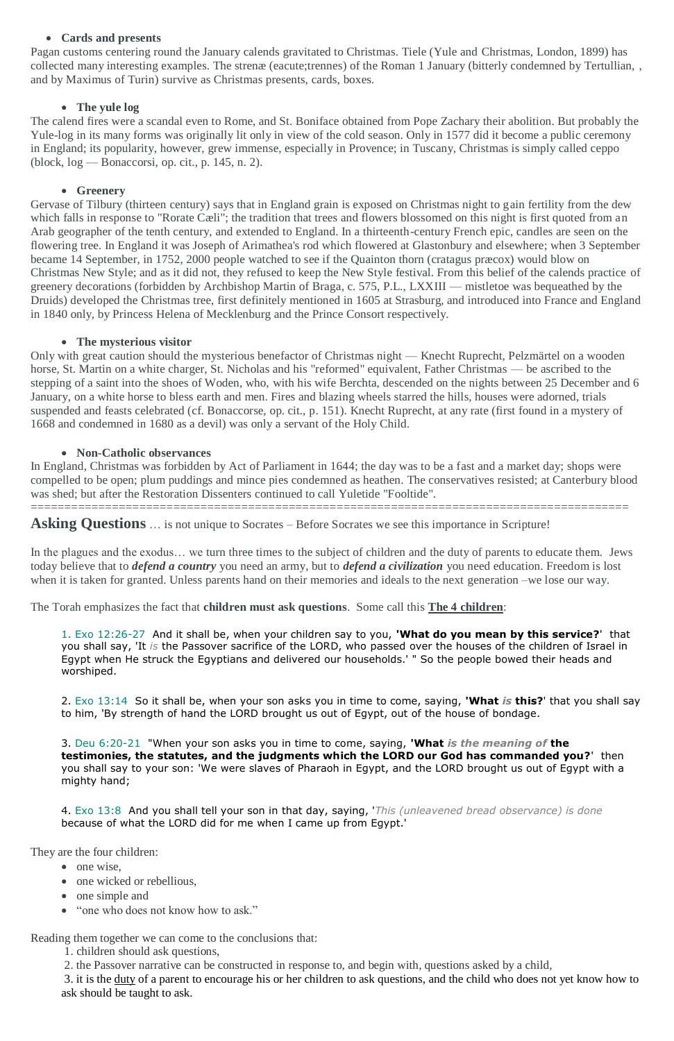- **Cards and presents**

Pagan customs centering round the January calends gravitated to Christmas. Tiele (Yule and Christmas, London, 1899) has collected many interesting examples. The strenæ (eacute;trennes) of the Roman 1 January (bitterly condemned by Tertullian, , and by Maximus of Turin) survive as Christmas presents, cards, boxes.

- **The yule log**

The calend fires were a scandal even to Rome, and St. Boniface obtained from Pope Zachary their abolition. But probably the Yule-log in its many forms was originally lit only in view of the cold season. Only in 1577 did it become a public ceremony in England; its popularity, however, grew immense, especially in Provence; in Tuscany, Christmas is simply called ceppo (block, log — Bonaccorsi, op. cit., p. 145, n. 2).

- **Greenery**

Gervase of Tilbury (thirteen century) says that in England grain is exposed on Christmas night to gain fertility from the dew which falls in response to "Rorate Cæli"; the tradition that trees and flowers blossomed on this night is first quoted from an Arab geographer of the tenth century, and extended to England. In a thirteenth-century French epic, candles are seen on the flowering tree. In England it was Joseph of Arimathea's rod which flowered at Glastonbury and elsewhere; when 3 September became 14 September, in 1752, 2000 people watched to see if the Quainton thorn (cratagus præcox) would blow on Christmas New Style; and as it did not, they refused to keep the New Style festival. From this belief of the calends practice of greenery decorations (forbidden by Archbishop Martin of Braga, c. 575, P.L., LXXIII — mistletoe was bequeathed by the Druids) developed the Christmas tree, first definitely mentioned in 1605 at Strasburg, and introduced into France and England in 1840 only, by Princess Helena of Mecklenburg and the Prince Consort respectively.

- **The mysterious visitor**

Only with great caution should the mysterious benefactor of Christmas night — Knecht Ruprecht, Pelzmärtel on a wooden horse, St. Martin on a white charger, St. Nicholas and his "reformed" equivalent, Father Christmas — be ascribed to the stepping of a saint into the shoes of Woden, who, with his wife Berchta, descended on the nights between 25 December and 6 January, on a white horse to bless earth and men. Fires and blazing wheels starred the hills, houses were adorned, trials suspended and feasts celebrated (cf. Bonaccorse, op. cit., p. 151). Knecht Ruprecht, at any rate (first found in a mystery of 1668 and condemned in 1680 as a devil) was only a servant of the Holy Child.

- **Non-Catholic observances**

In England, Christmas was forbidden by Act of Parliament in 1644; the day was to be a fast and a market day; shops were compelled to be open; plum puddings and mince pies condemned as heathen. The conservatives resisted; at Canterbury blood was shed; but after the Restoration Dissenters continued to call Yuletide "Fooltide".

==========================================================================================

**Asking Questions** … is not unique to Socrates – Before Socrates we see this importance in Scripture!

In the plagues and the exodus… we turn three times to the subject of children and the duty of parents to educate them. Jews today believe that to ***defend a country*** you need an army, but to ***defend a civilization*** you need education. Freedom is lost when it is taken for granted. Unless parents hand on their memories and ideals to the next generation –we lose our way.

The Torah emphasizes the fact that **children must ask questions**. Some call this **The 4 children**:

> 1. Exo 12:26-27 And it shall be, when your children say to you, **'What do you mean by this service?'** that you shall say, 'It *is* the Passover sacrifice of the LORD, who passed over the houses of the children of Israel in Egypt when He struck the Egyptians and delivered our households.' " So the people bowed their heads and worshiped.
>
> 2. Exo 13:14 So it shall be, when your son asks you in time to come, saying, **'What *is* this?'** that you shall say to him, 'By strength of hand the LORD brought us out of Egypt, out of the house of bondage.
>
> 3. Deu 6:20-21 "When your son asks you in time to come, saying, **'What *is the meaning of* the testimonies, the statutes, and the judgments which the LORD our God has commanded you?'** then you shall say to your son: 'We were slaves of Pharaoh in Egypt, and the LORD brought us out of Egypt with a mighty hand;
>
> 4. Exo 13:8 And you shall tell your son in that day, saying, '*This (unleavened bread observance) is done* because of what the LORD did for me when I came up from Egypt.'

They are the four children:

- one wise,
- one wicked or rebellious,
- one simple and
- "one who does not know how to ask."

Reading them together we can come to the conclusions that:

1. children should ask questions,
2. the Passover narrative can be constructed in response to, and begin with, questions asked by a child,
3. it is the duty of a parent to encourage his or her children to ask questions, and the child who does not yet know how to ask should be taught to ask.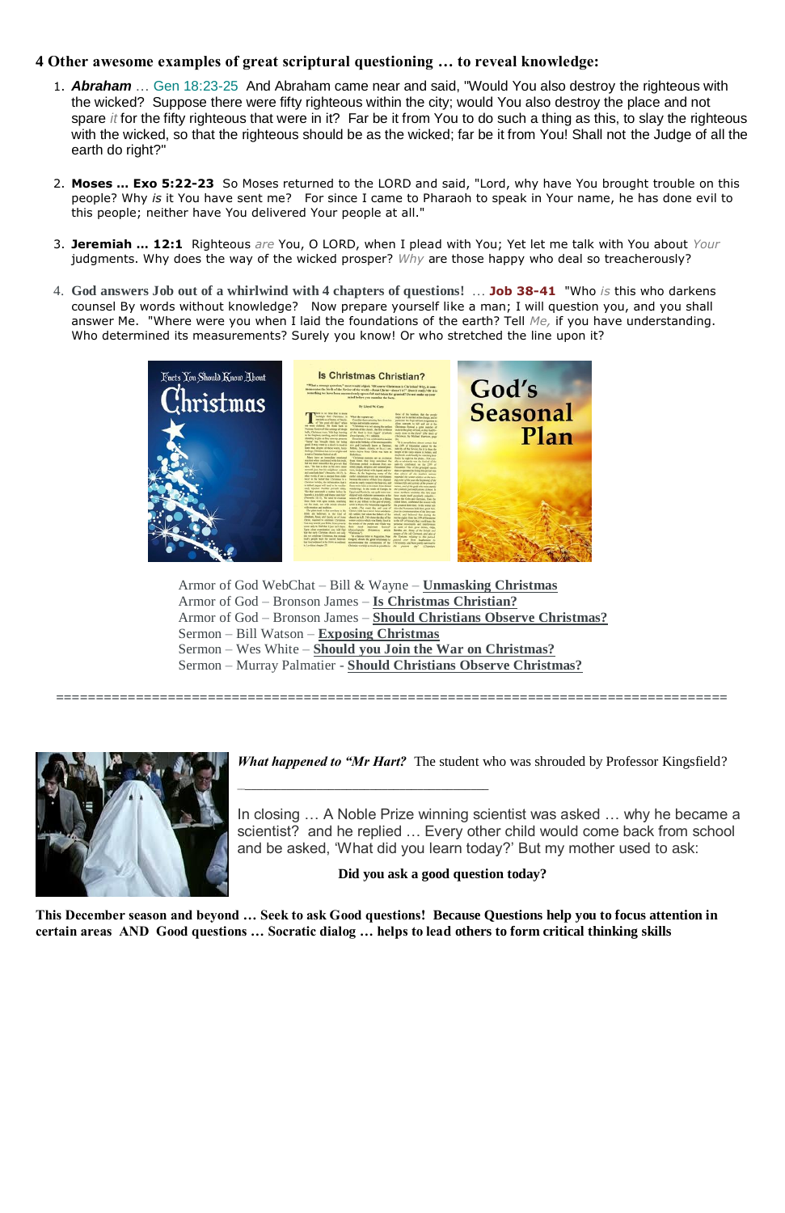**4 Other awesome examples of great scriptural questioning … to reveal knowledge:**

1. ***Abraham*** … Gen 18:23-25 And Abraham came near and said, "Would You also destroy the righteous with the wicked? Suppose there were fifty righteous within the city; would You also destroy the place and not spare *it* for the fifty righteous that were in it? Far be it from You to do such a thing as this, to slay the righteous with the wicked, so that the righteous should be as the wicked; far be it from You! Shall not the Judge of all the earth do right?"

2. **Moses … Exo 5:22-23** So Moses returned to the LORD and said, "Lord, why have You brought trouble on this people? Why *is* it You have sent me? For since I came to Pharaoh to speak in Your name, he has done evil to this people; neither have You delivered Your people at all."

3. **Jeremiah … 12:1** Righteous *are* You, O LORD, when I plead with You; Yet let me talk with You about *Your* judgments. Why does the way of the wicked prosper? *Why* are those happy who deal so treacherously?

4. **God answers Job out of a whirlwind with 4 chapters of questions!** … **Job 38-41** "Who *is* this who darkens counsel By words without knowledge? Now prepare yourself like a man; I will question you, and you shall answer Me. "Where were you when I laid the foundations of the earth? Tell *Me,* if you have understanding. Who determined its measurements? Surely you know! Or who stretched the line upon it?

Armor of God WebChat – Bill & Wayne – **Unmasking Christmas**
Armor of God – Bronson James – **Is Christmas Christian?**
Armor of God – Bronson James – **Should Christians Observe Christmas?**
Sermon – Bill Watson – **Exposing Christmas**
Sermon – Wes White – **Should you Join the War on Christmas?**
Sermon – Murray Palmatier - **Should Christians Observe Christmas?**

---

***What happened to "Mr Hart?*** The student who was shrouded by Professor Kingsfield?

In closing … A Noble Prize winning scientist was asked … why he became a scientist? and he replied … Every other child would come back from school and be asked, 'What did you learn today?' But my mother used to ask:

**Did you ask a good question today?**

**This December season and beyond … Seek to ask Good questions! Because Questions help you to focus attention in certain areas AND Good questions … Socratic dialog … helps to lead others to form critical thinking skills**